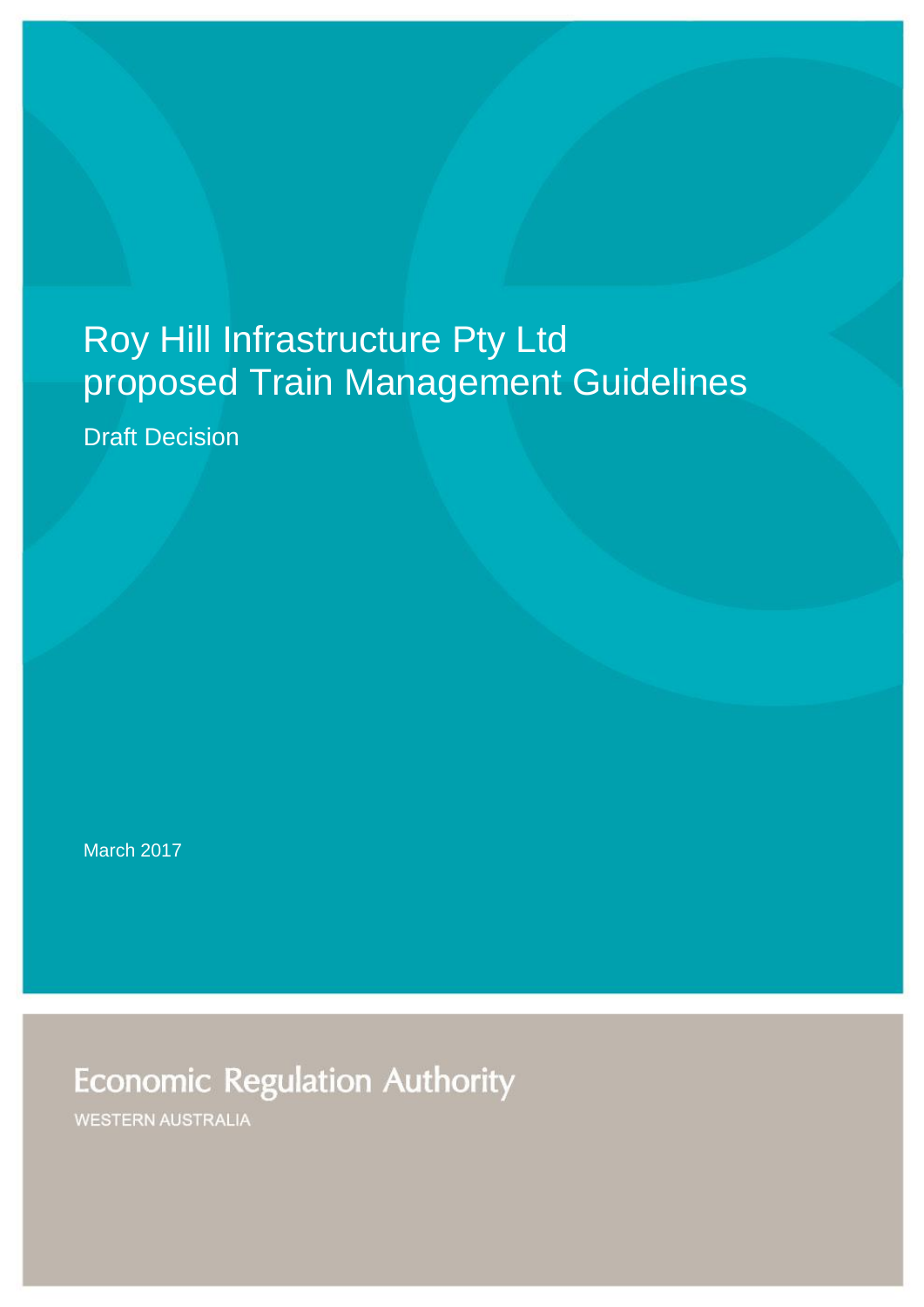# Roy Hill Infrastructure Pty Ltd proposed Train Management Guidelines

Draft Decision

March 2017

Economic Regulation Authority

WESTERN AUSTRALIA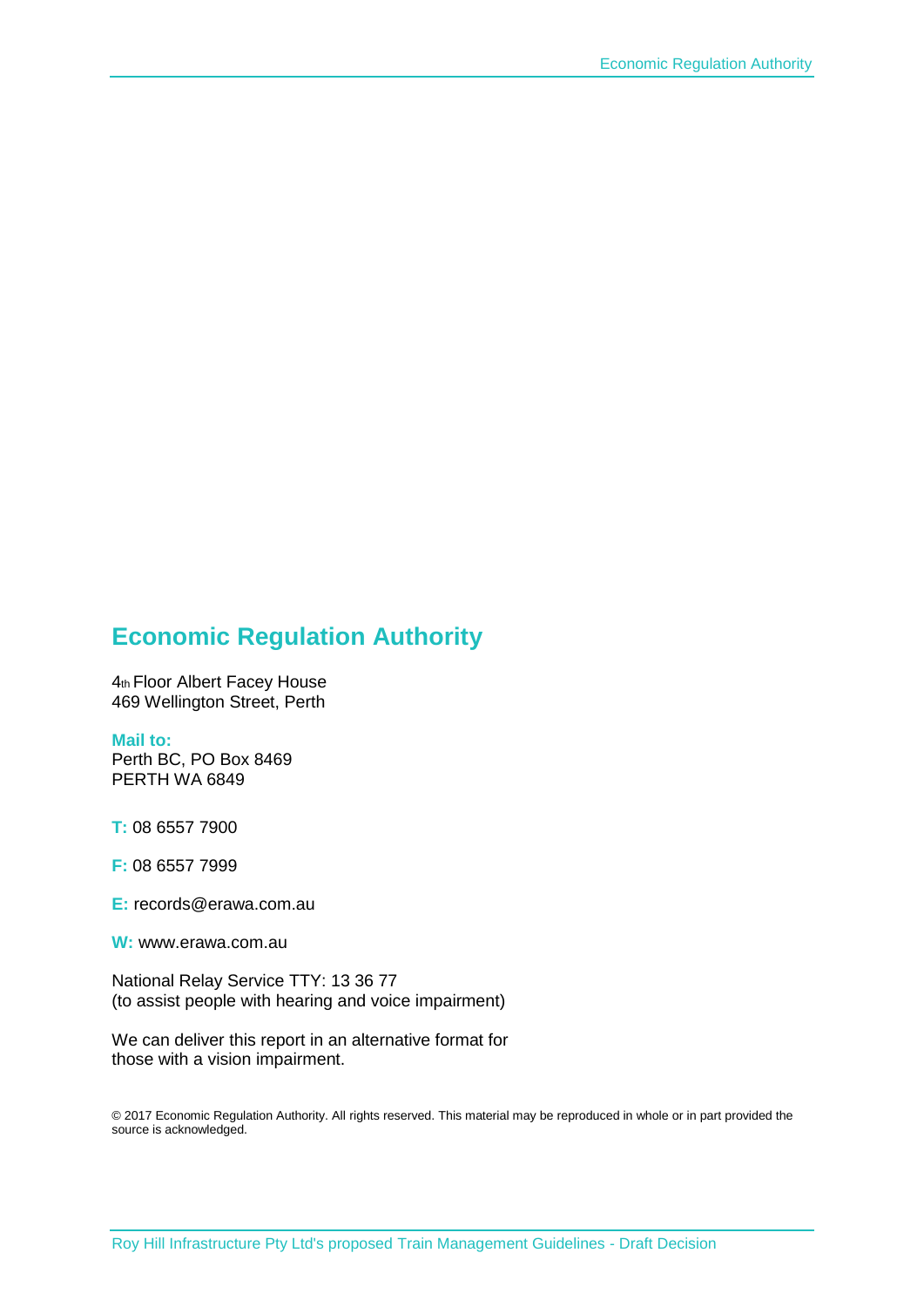# Economic Regulation Authority

4th Floor Albert Facey House
469 Wellington Street, Perth

**Mail to:**
Perth BC, PO Box 8469
PERTH WA 6849

**T:** 08 6557 7900

**F:** 08 6557 7999

**E:** records@erawa.com.au

**W:** www.erawa.com.au

National Relay Service TTY: 13 36 77
(to assist people with hearing and voice impairment)

We can deliver this report in an alternative format for those with a vision impairment.

© 2017 Economic Regulation Authority. All rights reserved. This material may be reproduced in whole or in part provided the source is acknowledged.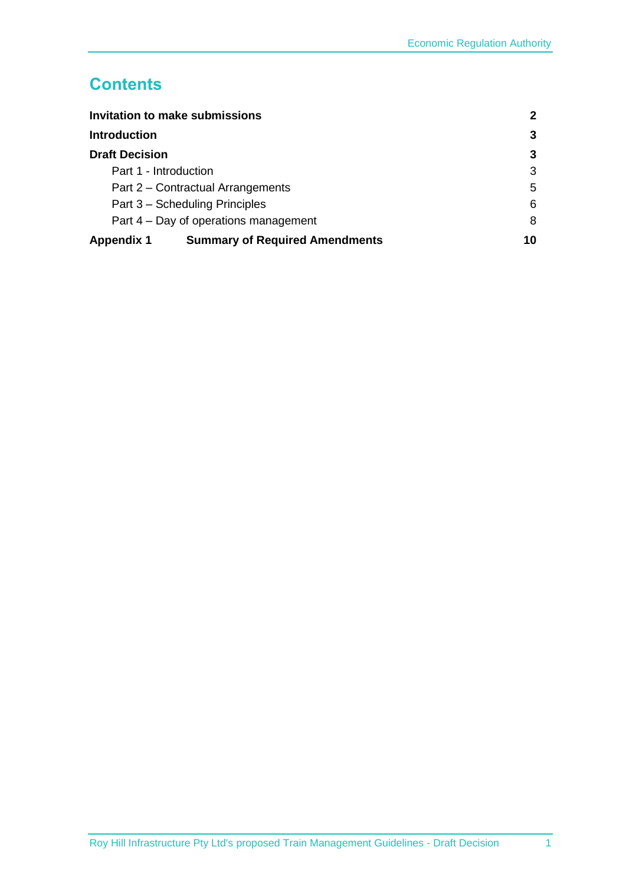# Contents

| | |
|---|---|
| **Invitation to make submissions** | **2** |
| **Introduction** | **3** |
| **Draft Decision** | **3** |
| Part 1 - Introduction | 3 |
| Part 2 – Contractual Arrangements | 5 |
| Part 3 – Scheduling Principles | 6 |
| Part 4 – Day of operations management | 8 |
| **Appendix 1 Summary of Required Amendments** | **10** |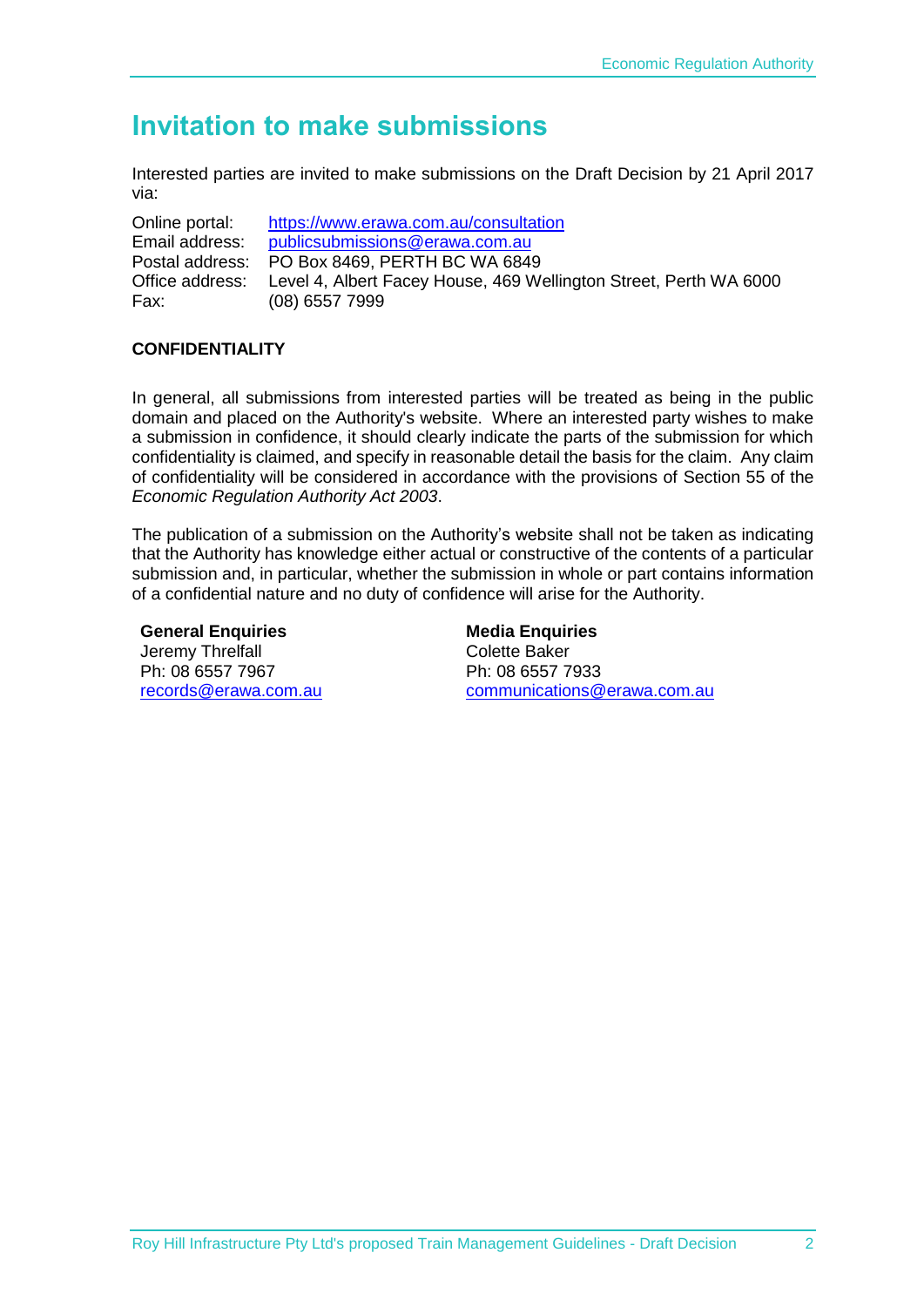# Invitation to make submissions

Interested parties are invited to make submissions on the Draft Decision by 21 April 2017 via:

Online portal: https://www.erawa.com.au/consultation
Email address: publicsubmissions@erawa.com.au
Postal address: PO Box 8469, PERTH BC WA 6849
Office address: Level 4, Albert Facey House, 469 Wellington Street, Perth WA 6000
Fax: (08) 6557 7999

**CONFIDENTIALITY**

In general, all submissions from interested parties will be treated as being in the public domain and placed on the Authority's website. Where an interested party wishes to make a submission in confidence, it should clearly indicate the parts of the submission for which confidentiality is claimed, and specify in reasonable detail the basis for the claim. Any claim of confidentiality will be considered in accordance with the provisions of Section 55 of the *Economic Regulation Authority Act 2003*.

The publication of a submission on the Authority's website shall not be taken as indicating that the Authority has knowledge either actual or constructive of the contents of a particular submission and, in particular, whether the submission in whole or part contains information of a confidential nature and no duty of confidence will arise for the Authority.

**General Enquiries**
Jeremy Threlfall
Ph: 08 6557 7967
records@erawa.com.au

**Media Enquiries**
Colette Baker
Ph: 08 6557 7933
communications@erawa.com.au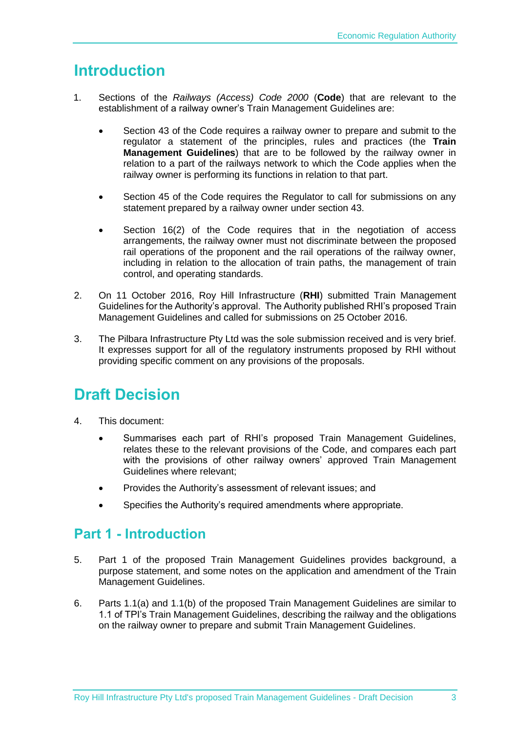# Introduction

1. Sections of the *Railways (Access) Code 2000* (**Code**) that are relevant to the establishment of a railway owner's Train Management Guidelines are:

   - Section 43 of the Code requires a railway owner to prepare and submit to the regulator a statement of the principles, rules and practices (the **Train Management Guidelines**) that are to be followed by the railway owner in relation to a part of the railways network to which the Code applies when the railway owner is performing its functions in relation to that part.

   - Section 45 of the Code requires the Regulator to call for submissions on any statement prepared by a railway owner under section 43.

   - Section 16(2) of the Code requires that in the negotiation of access arrangements, the railway owner must not discriminate between the proposed rail operations of the proponent and the rail operations of the railway owner, including in relation to the allocation of train paths, the management of train control, and operating standards.

2. On 11 October 2016, Roy Hill Infrastructure (**RHI**) submitted Train Management Guidelines for the Authority's approval. The Authority published RHI's proposed Train Management Guidelines and called for submissions on 25 October 2016.

3. The Pilbara Infrastructure Pty Ltd was the sole submission received and is very brief. It expresses support for all of the regulatory instruments proposed by RHI without providing specific comment on any provisions of the proposals.

# Draft Decision

4. This document:

   - Summarises each part of RHI's proposed Train Management Guidelines, relates these to the relevant provisions of the Code, and compares each part with the provisions of other railway owners' approved Train Management Guidelines where relevant;

   - Provides the Authority's assessment of relevant issues; and

   - Specifies the Authority's required amendments where appropriate.

## Part 1 - Introduction

5. Part 1 of the proposed Train Management Guidelines provides background, a purpose statement, and some notes on the application and amendment of the Train Management Guidelines.

6. Parts 1.1(a) and 1.1(b) of the proposed Train Management Guidelines are similar to 1.1 of TPI's Train Management Guidelines, describing the railway and the obligations on the railway owner to prepare and submit Train Management Guidelines.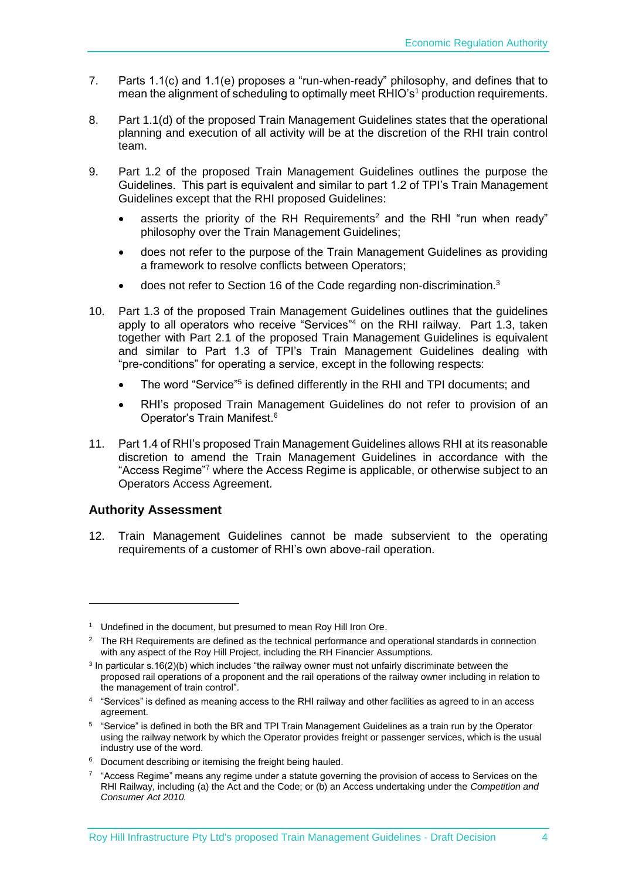7. Parts 1.1(c) and 1.1(e) proposes a "run-when-ready" philosophy, and defines that to mean the alignment of scheduling to optimally meet RHIO's[1] production requirements.

8. Part 1.1(d) of the proposed Train Management Guidelines states that the operational planning and execution of all activity will be at the discretion of the RHI train control team.

9. Part 1.2 of the proposed Train Management Guidelines outlines the purpose the Guidelines. This part is equivalent and similar to part 1.2 of TPI's Train Management Guidelines except that the RHI proposed Guidelines:

   - asserts the priority of the RH Requirements[2] and the RHI "run when ready" philosophy over the Train Management Guidelines;
   - does not refer to the purpose of the Train Management Guidelines as providing a framework to resolve conflicts between Operators;
   - does not refer to Section 16 of the Code regarding non-discrimination.[3]

10. Part 1.3 of the proposed Train Management Guidelines outlines that the guidelines apply to all operators who receive "Services"[4] on the RHI railway. Part 1.3, taken together with Part 2.1 of the proposed Train Management Guidelines is equivalent and similar to Part 1.3 of TPI's Train Management Guidelines dealing with "pre-conditions" for operating a service, except in the following respects:

    - The word "Service"[5] is defined differently in the RHI and TPI documents; and
    - RHI's proposed Train Management Guidelines do not refer to provision of an Operator's Train Manifest.[6]

11. Part 1.4 of RHI's proposed Train Management Guidelines allows RHI at its reasonable discretion to amend the Train Management Guidelines in accordance with the "Access Regime"[7] where the Access Regime is applicable, or otherwise subject to an Operators Access Agreement.

### Authority Assessment

12. Train Management Guidelines cannot be made subservient to the operating requirements of a customer of RHI's own above-rail operation.

---

[1] Undefined in the document, but presumed to mean Roy Hill Iron Ore.

[2] The RH Requirements are defined as the technical performance and operational standards in connection with any aspect of the Roy Hill Project, including the RH Financier Assumptions.

[3] In particular s.16(2)(b) which includes "the railway owner must not unfairly discriminate between the proposed rail operations of a proponent and the rail operations of the railway owner including in relation to the management of train control".

[4] "Services" is defined as meaning access to the RHI railway and other facilities as agreed to in an access agreement.

[5] "Service" is defined in both the BR and TPI Train Management Guidelines as a train run by the Operator using the railway network by which the Operator provides freight or passenger services, which is the usual industry use of the word.

[6] Document describing or itemising the freight being hauled.

[7] "Access Regime" means any regime under a statute governing the provision of access to Services on the RHI Railway, including (a) the Act and the Code; or (b) an Access undertaking under the *Competition and Consumer Act 2010.*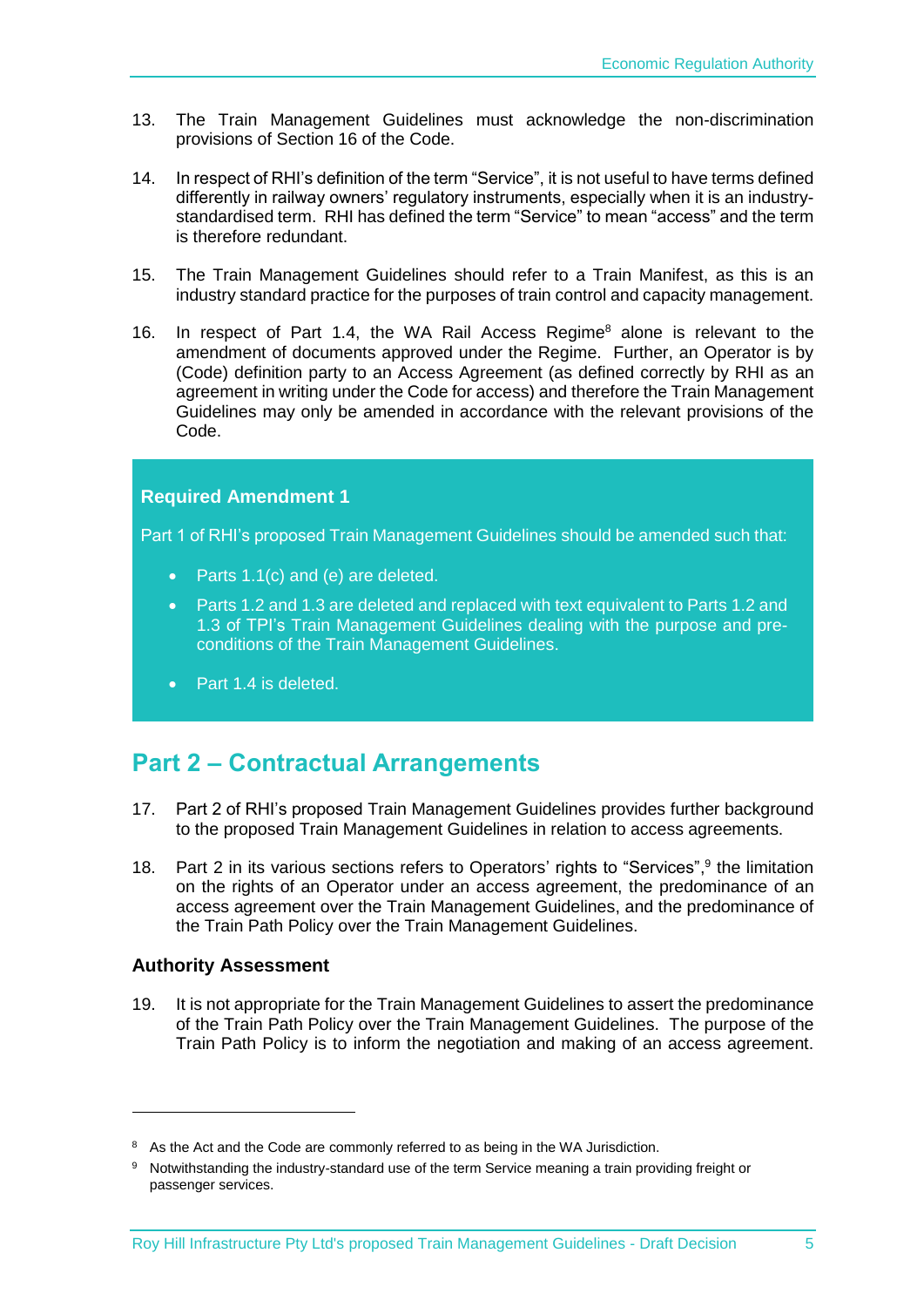13. The Train Management Guidelines must acknowledge the non-discrimination provisions of Section 16 of the Code.

14. In respect of RHI's definition of the term "Service", it is not useful to have terms defined differently in railway owners' regulatory instruments, especially when it is an industry-standardised term. RHI has defined the term "Service" to mean "access" and the term is therefore redundant.

15. The Train Management Guidelines should refer to a Train Manifest, as this is an industry standard practice for the purposes of train control and capacity management.

16. In respect of Part 1.4, the WA Rail Access Regime[8] alone is relevant to the amendment of documents approved under the Regime. Further, an Operator is by (Code) definition party to an Access Agreement (as defined correctly by RHI as an agreement in writing under the Code for access) and therefore the Train Management Guidelines may only be amended in accordance with the relevant provisions of the Code.

**Required Amendment 1**

Part 1 of RHI's proposed Train Management Guidelines should be amended such that:

- Parts 1.1(c) and (e) are deleted.
- Parts 1.2 and 1.3 are deleted and replaced with text equivalent to Parts 1.2 and 1.3 of TPI's Train Management Guidelines dealing with the purpose and pre-conditions of the Train Management Guidelines.
- Part 1.4 is deleted.

## Part 2 – Contractual Arrangements

17. Part 2 of RHI's proposed Train Management Guidelines provides further background to the proposed Train Management Guidelines in relation to access agreements.

18. Part 2 in its various sections refers to Operators' rights to "Services",[9] the limitation on the rights of an Operator under an access agreement, the predominance of an access agreement over the Train Management Guidelines, and the predominance of the Train Path Policy over the Train Management Guidelines.

### Authority Assessment

19. It is not appropriate for the Train Management Guidelines to assert the predominance of the Train Path Policy over the Train Management Guidelines. The purpose of the Train Path Policy is to inform the negotiation and making of an access agreement.

---

[8] As the Act and the Code are commonly referred to as being in the WA Jurisdiction.

[9] Notwithstanding the industry-standard use of the term Service meaning a train providing freight or passenger services.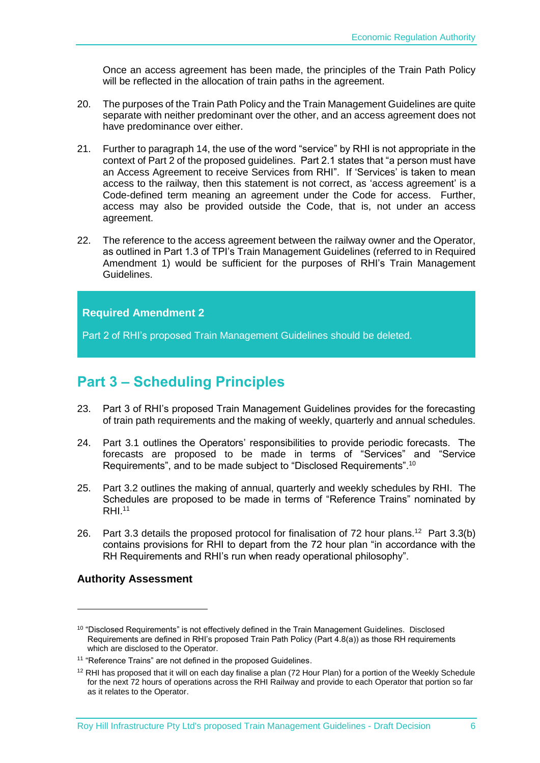Once an access agreement has been made, the principles of the Train Path Policy will be reflected in the allocation of train paths in the agreement.

20. The purposes of the Train Path Policy and the Train Management Guidelines are quite separate with neither predominant over the other, and an access agreement does not have predominance over either.

21. Further to paragraph 14, the use of the word "service" by RHI is not appropriate in the context of Part 2 of the proposed guidelines. Part 2.1 states that "a person must have an Access Agreement to receive Services from RHI". If 'Services' is taken to mean access to the railway, then this statement is not correct, as 'access agreement' is a Code-defined term meaning an agreement under the Code for access. Further, access may also be provided outside the Code, that is, not under an access agreement.

22. The reference to the access agreement between the railway owner and the Operator, as outlined in Part 1.3 of TPI's Train Management Guidelines (referred to in Required Amendment 1) would be sufficient for the purposes of RHI's Train Management Guidelines.

**Required Amendment 2**

Part 2 of RHI's proposed Train Management Guidelines should be deleted.

## Part 3 – Scheduling Principles

23. Part 3 of RHI's proposed Train Management Guidelines provides for the forecasting of train path requirements and the making of weekly, quarterly and annual schedules.

24. Part 3.1 outlines the Operators' responsibilities to provide periodic forecasts. The forecasts are proposed to be made in terms of "Services" and "Service Requirements", and to be made subject to "Disclosed Requirements".[10]

25. Part 3.2 outlines the making of annual, quarterly and weekly schedules by RHI. The Schedules are proposed to be made in terms of "Reference Trains" nominated by RHI.[11]

26. Part 3.3 details the proposed protocol for finalisation of 72 hour plans.[12] Part 3.3(b) contains provisions for RHI to depart from the 72 hour plan "in accordance with the RH Requirements and RHI's run when ready operational philosophy".

### Authority Assessment

---

[10] "Disclosed Requirements" is not effectively defined in the Train Management Guidelines. Disclosed Requirements are defined in RHI's proposed Train Path Policy (Part 4.8(a)) as those RH requirements which are disclosed to the Operator.

[11] "Reference Trains" are not defined in the proposed Guidelines.

[12] RHI has proposed that it will on each day finalise a plan (72 Hour Plan) for a portion of the Weekly Schedule for the next 72 hours of operations across the RHI Railway and provide to each Operator that portion so far as it relates to the Operator.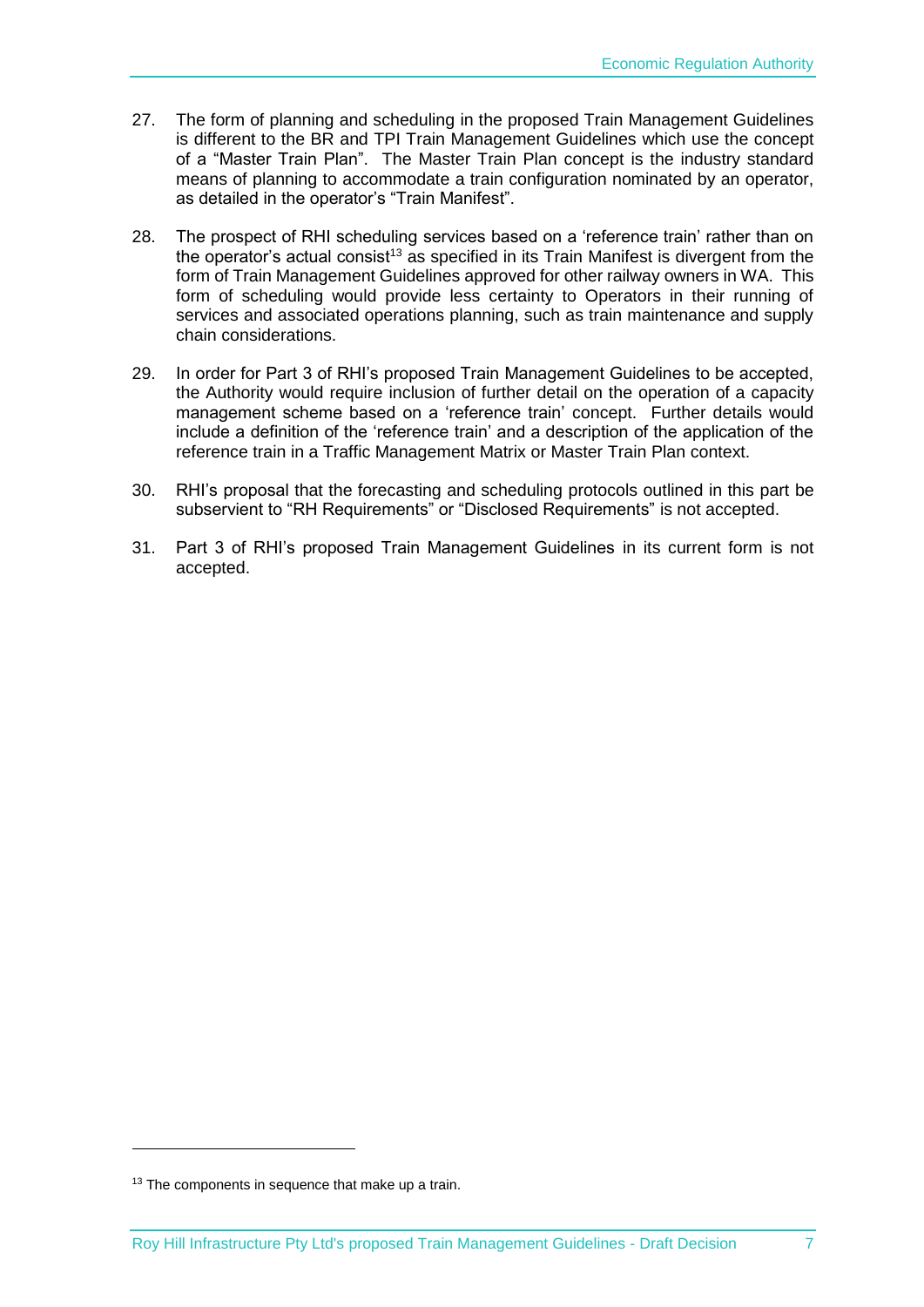27. The form of planning and scheduling in the proposed Train Management Guidelines is different to the BR and TPI Train Management Guidelines which use the concept of a "Master Train Plan". The Master Train Plan concept is the industry standard means of planning to accommodate a train configuration nominated by an operator, as detailed in the operator's "Train Manifest".

28. The prospect of RHI scheduling services based on a 'reference train' rather than on the operator's actual consist[13] as specified in its Train Manifest is divergent from the form of Train Management Guidelines approved for other railway owners in WA. This form of scheduling would provide less certainty to Operators in their running of services and associated operations planning, such as train maintenance and supply chain considerations.

29. In order for Part 3 of RHI's proposed Train Management Guidelines to be accepted, the Authority would require inclusion of further detail on the operation of a capacity management scheme based on a 'reference train' concept. Further details would include a definition of the 'reference train' and a description of the application of the reference train in a Traffic Management Matrix or Master Train Plan context.

30. RHI's proposal that the forecasting and scheduling protocols outlined in this part be subservient to "RH Requirements" or "Disclosed Requirements" is not accepted.

31. Part 3 of RHI's proposed Train Management Guidelines in its current form is not accepted.

---

[13] The components in sequence that make up a train.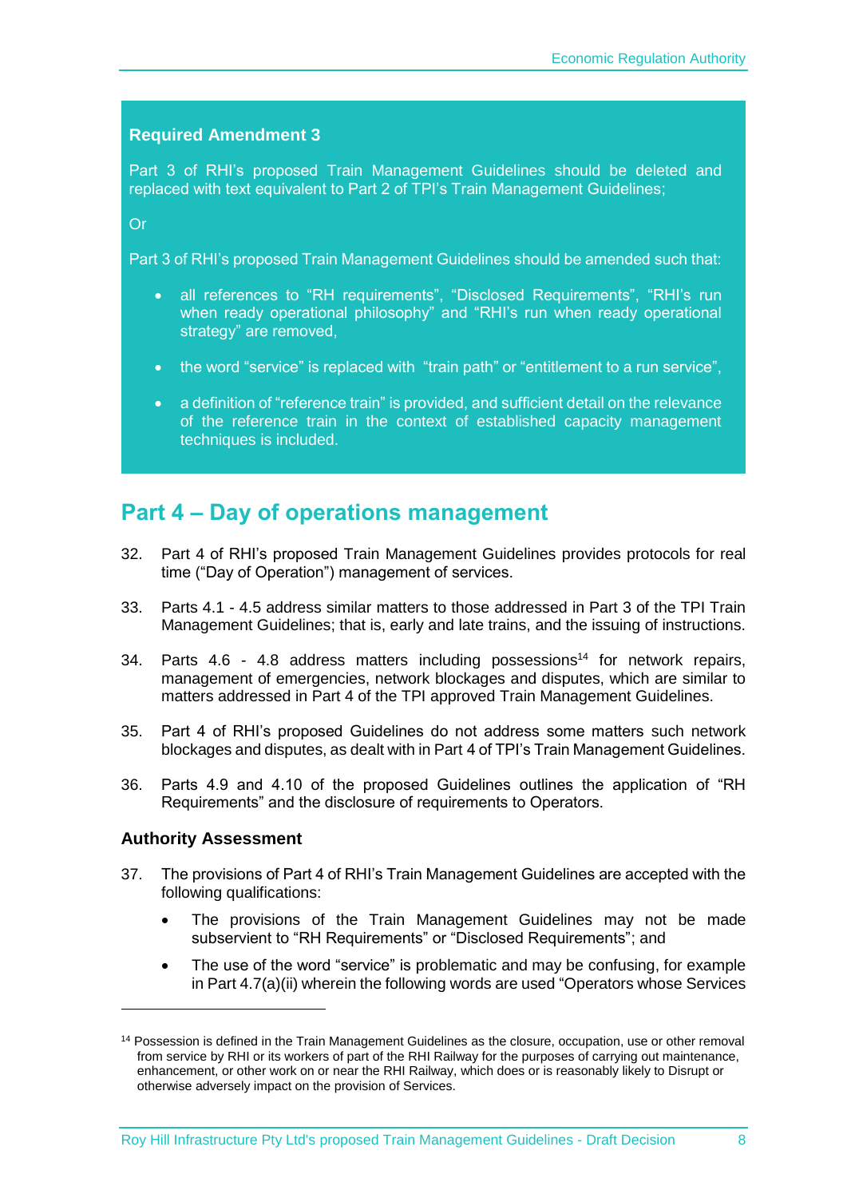**Required Amendment 3**

Part 3 of RHI's proposed Train Management Guidelines should be deleted and replaced with text equivalent to Part 2 of TPI's Train Management Guidelines;

Or

Part 3 of RHI's proposed Train Management Guidelines should be amended such that:

- all references to "RH requirements", "Disclosed Requirements", "RHI's run when ready operational philosophy" and "RHI's run when ready operational strategy" are removed,
- the word "service" is replaced with "train path" or "entitlement to a run service",
- a definition of "reference train" is provided, and sufficient detail on the relevance of the reference train in the context of established capacity management techniques is included.

## Part 4 – Day of operations management

32. Part 4 of RHI's proposed Train Management Guidelines provides protocols for real time ("Day of Operation") management of services.

33. Parts 4.1 - 4.5 address similar matters to those addressed in Part 3 of the TPI Train Management Guidelines; that is, early and late trains, and the issuing of instructions.

34. Parts 4.6 - 4.8 address matters including possessions[14] for network repairs, management of emergencies, network blockages and disputes, which are similar to matters addressed in Part 4 of the TPI approved Train Management Guidelines.

35. Part 4 of RHI's proposed Guidelines do not address some matters such network blockages and disputes, as dealt with in Part 4 of TPI's Train Management Guidelines.

36. Parts 4.9 and 4.10 of the proposed Guidelines outlines the application of "RH Requirements" and the disclosure of requirements to Operators.

### Authority Assessment

37. The provisions of Part 4 of RHI's Train Management Guidelines are accepted with the following qualifications:

    - The provisions of the Train Management Guidelines may not be made subservient to "RH Requirements" or "Disclosed Requirements"; and
    - The use of the word "service" is problematic and may be confusing, for example in Part 4.7(a)(ii) wherein the following words are used "Operators whose Services

[14] Possession is defined in the Train Management Guidelines as the closure, occupation, use or other removal from service by RHI or its workers of part of the RHI Railway for the purposes of carrying out maintenance, enhancement, or other work on or near the RHI Railway, which does or is reasonably likely to Disrupt or otherwise adversely impact on the provision of Services.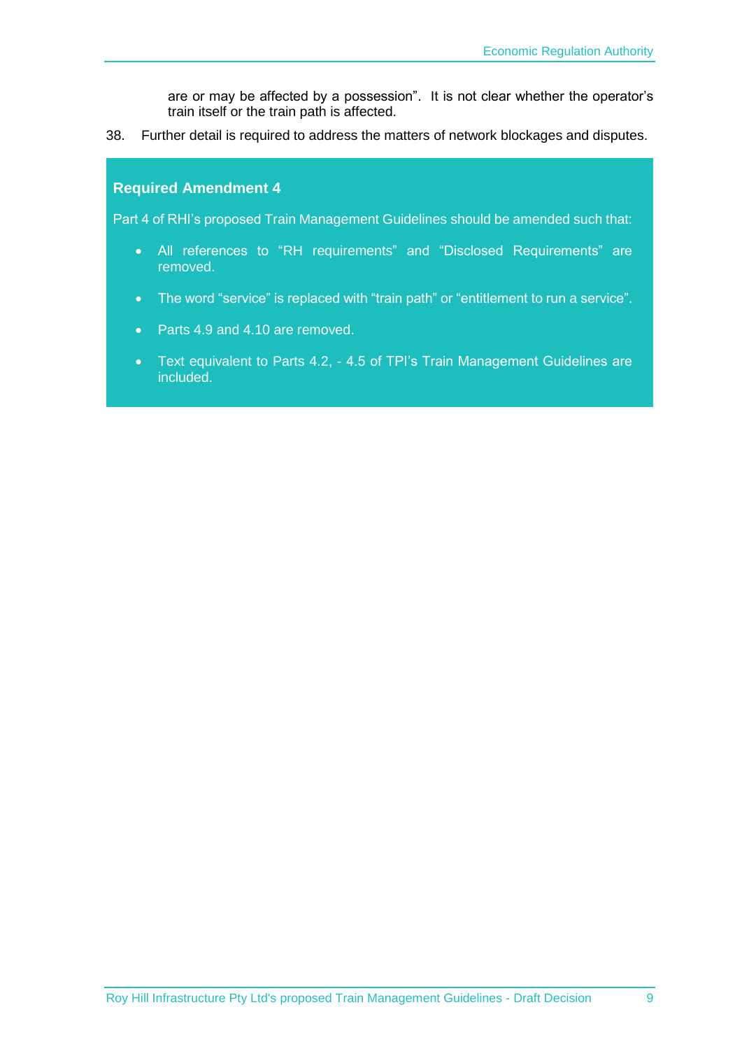are or may be affected by a possession". It is not clear whether the operator's train itself or the train path is affected.

38. Further detail is required to address the matters of network blockages and disputes.

**Required Amendment 4**

Part 4 of RHI's proposed Train Management Guidelines should be amended such that:

- All references to "RH requirements" and "Disclosed Requirements" are removed.
- The word "service" is replaced with "train path" or "entitlement to run a service".
- Parts 4.9 and 4.10 are removed.
- Text equivalent to Parts 4.2, - 4.5 of TPI's Train Management Guidelines are included.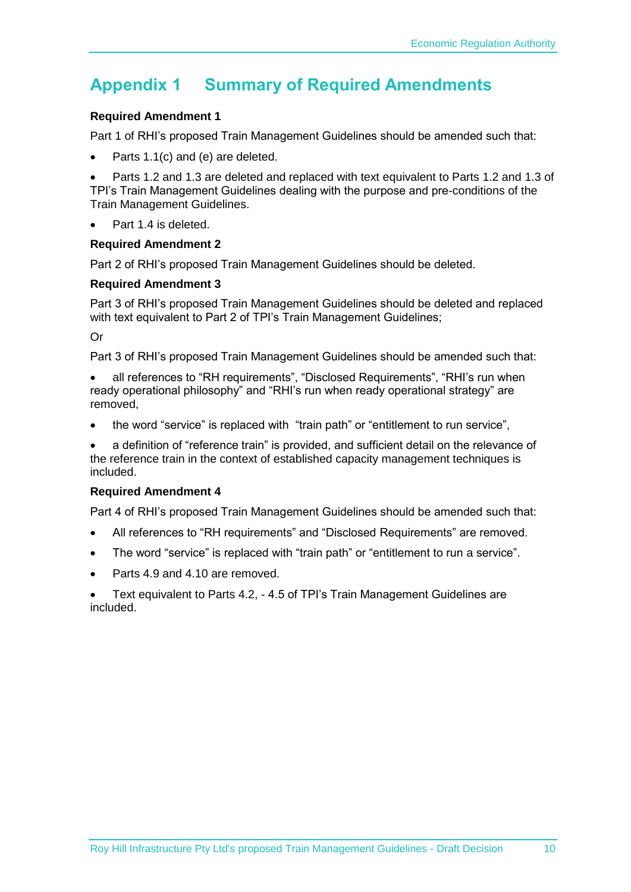# Appendix 1 Summary of Required Amendments

**Required Amendment 1**

Part 1 of RHI's proposed Train Management Guidelines should be amended such that:

- Parts 1.1(c) and (e) are deleted.
- Parts 1.2 and 1.3 are deleted and replaced with text equivalent to Parts 1.2 and 1.3 of TPI's Train Management Guidelines dealing with the purpose and pre-conditions of the Train Management Guidelines.
- Part 1.4 is deleted.

**Required Amendment 2**

Part 2 of RHI's proposed Train Management Guidelines should be deleted.

**Required Amendment 3**

Part 3 of RHI's proposed Train Management Guidelines should be deleted and replaced with text equivalent to Part 2 of TPI's Train Management Guidelines;

Or

Part 3 of RHI's proposed Train Management Guidelines should be amended such that:

- all references to "RH requirements", "Disclosed Requirements", "RHI's run when ready operational philosophy" and "RHI's run when ready operational strategy" are removed,
- the word "service" is replaced with "train path" or "entitlement to run service",
- a definition of "reference train" is provided, and sufficient detail on the relevance of the reference train in the context of established capacity management techniques is included.

**Required Amendment 4**

Part 4 of RHI's proposed Train Management Guidelines should be amended such that:

- All references to "RH requirements" and "Disclosed Requirements" are removed.
- The word "service" is replaced with "train path" or "entitlement to run a service".
- Parts 4.9 and 4.10 are removed.
- Text equivalent to Parts 4.2, - 4.5 of TPI's Train Management Guidelines are included.